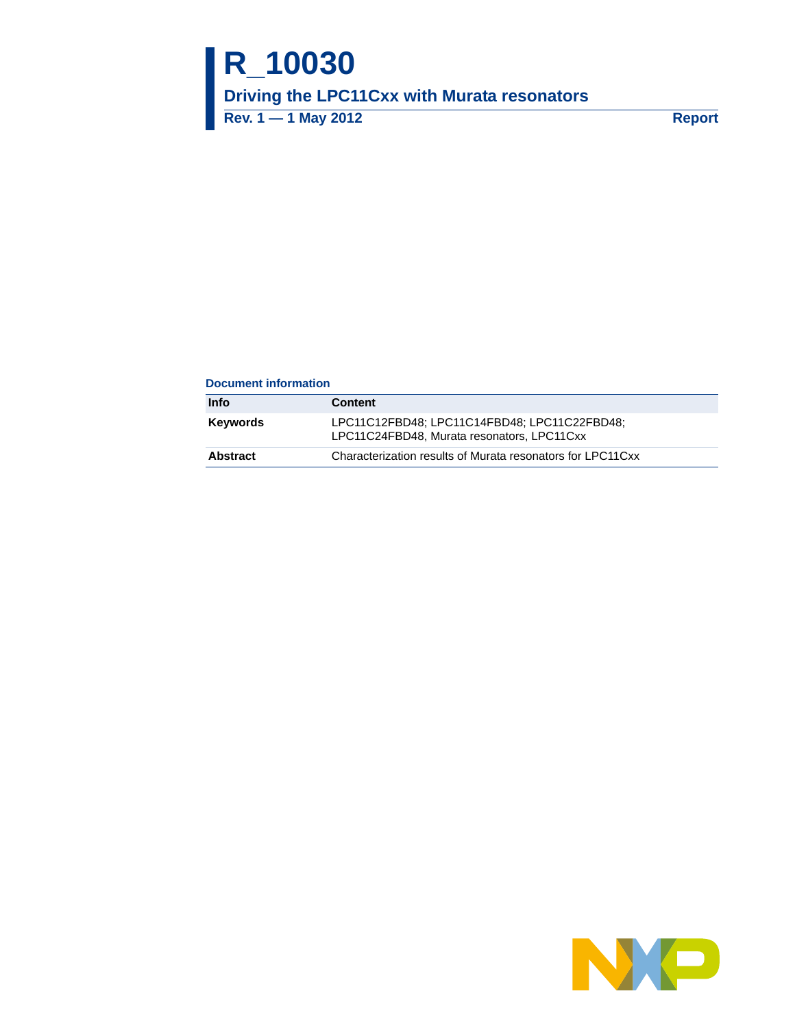# R_10030

## Driving the LPC11Cxx with Murata resonators

**Rev. 1 — 1 May 2012** **Report**

### Document information

| Info | Content |
| --- | --- |
| **Keywords** | LPC11C12FBD48; LPC11C14FBD48; LPC11C22FBD48; LPC11C24FBD48, Murata resonators, LPC11Cxx |
| **Abstract** | Characterization results of Murata resonators for LPC11Cxx |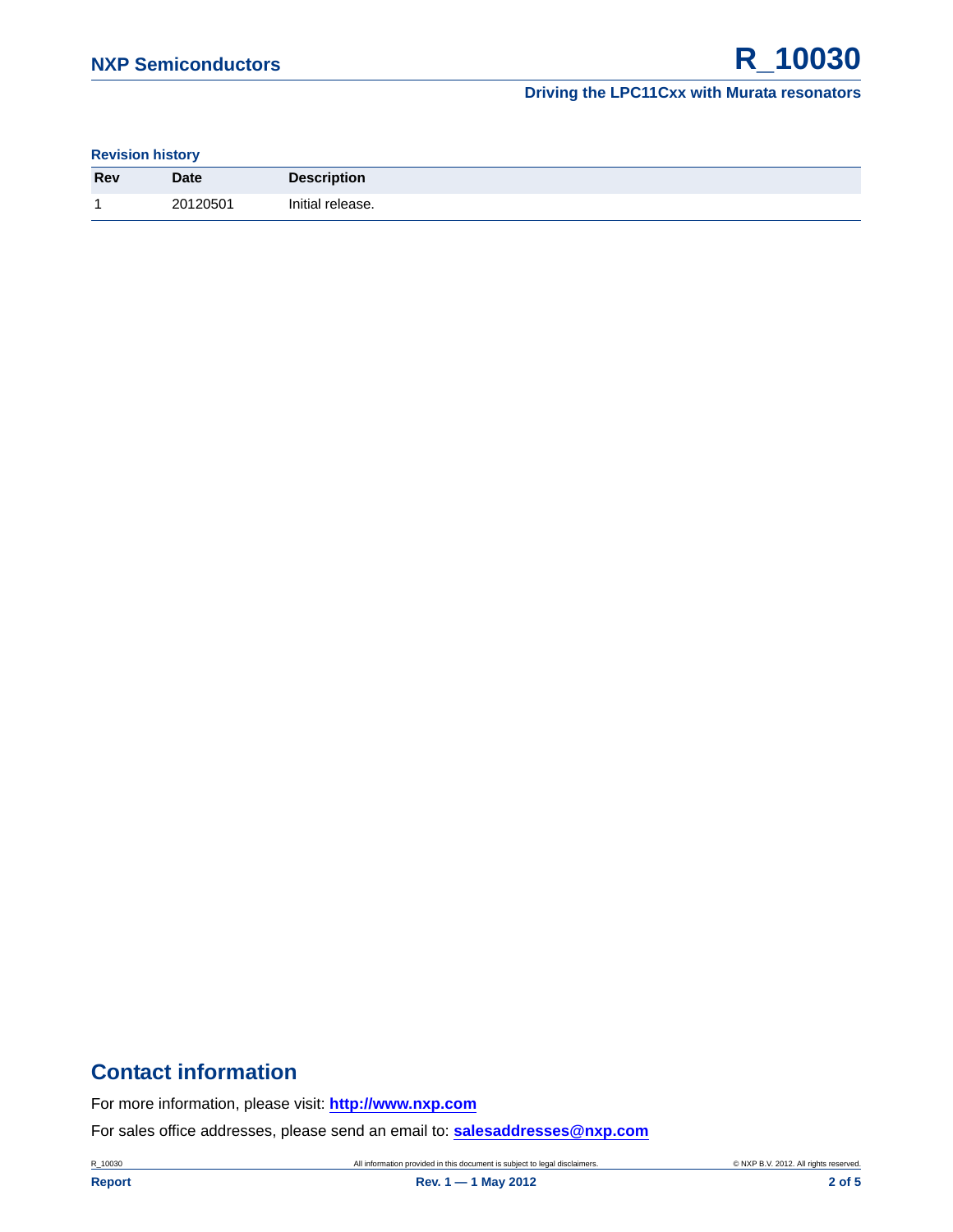### Revision history

| Rev | Date | Description |
|---|---|---|
| 1 | 20120501 | Initial release. |

## Contact information

For more information, please visit: **http://www.nxp.com**

For sales office addresses, please send an email to: **salesaddresses@nxp.com**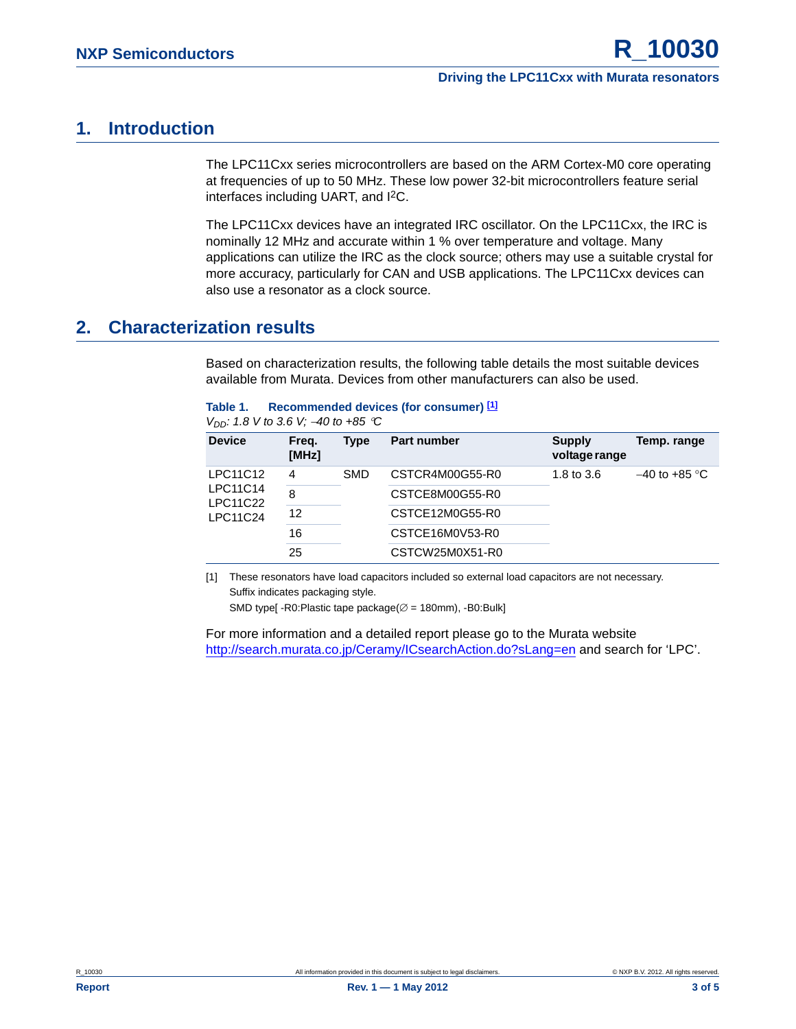## 1. Introduction

The LPC11Cxx series microcontrollers are based on the ARM Cortex-M0 core operating at frequencies of up to 50 MHz. These low power 32-bit microcontrollers feature serial interfaces including UART, and $I^2C$.

The LPC11Cxx devices have an integrated IRC oscillator. On the LPC11Cxx, the IRC is nominally 12 MHz and accurate within 1 % over temperature and voltage. Many applications can utilize the IRC as the clock source; others may use a suitable crystal for more accuracy, particularly for CAN and USB applications. The LPC11Cxx devices can also use a resonator as a clock source.

## 2. Characterization results

Based on characterization results, the following table details the most suitable devices available from Murata. Devices from other manufacturers can also be used.

**Table 1. Recommended devices (for consumer) [1]**
*$V_{DD}$: 1.8 V to 3.6 V; −40 to +85 °C*

| Device | Freq. [MHz] | Type | Part number | Supply voltage range | Temp. range |
|---|---|---|---|---|---|
| LPC11C12 LPC11C14 LPC11C22 LPC11C24 | 4 | SMD | CSTCR4M00G55-R0 | 1.8 to 3.6 | −40 to +85 °C |
| | 8 | | CSTCE8M00G55-R0 | | |
| | 12 | | CSTCE12M0G55-R0 | | |
| | 16 | | CSTCE16M0V53-R0 | | |
| | 25 | | CSTCW25M0X51-R0 | | |

[1] These resonators have load capacitors included so external load capacitors are not necessary.
Suffix indicates packaging style.
SMD type[ -R0:Plastic tape package(∅ = 180mm), -B0:Bulk]

For more information and a detailed report please go to the Murata website http://search.murata.co.jp/Ceramy/ICsearchAction.do?sLang=en and search for ‘LPC’.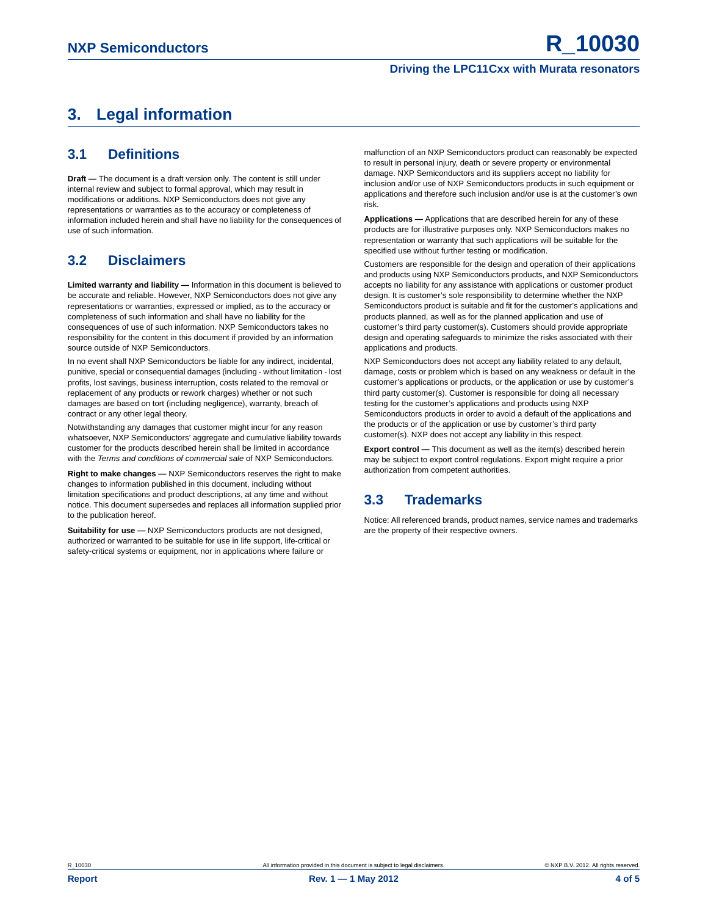# 3. Legal information

## 3.1 Definitions

**Draft —** The document is a draft version only. The content is still under internal review and subject to formal approval, which may result in modifications or additions. NXP Semiconductors does not give any representations or warranties as to the accuracy or completeness of information included herein and shall have no liability for the consequences of use of such information.

## 3.2 Disclaimers

**Limited warranty and liability —** Information in this document is believed to be accurate and reliable. However, NXP Semiconductors does not give any representations or warranties, expressed or implied, as to the accuracy or completeness of such information and shall have no liability for the consequences of use of such information. NXP Semiconductors takes no responsibility for the content in this document if provided by an information source outside of NXP Semiconductors.

In no event shall NXP Semiconductors be liable for any indirect, incidental, punitive, special or consequential damages (including - without limitation - lost profits, lost savings, business interruption, costs related to the removal or replacement of any products or rework charges) whether or not such damages are based on tort (including negligence), warranty, breach of contract or any other legal theory.

Notwithstanding any damages that customer might incur for any reason whatsoever, NXP Semiconductors' aggregate and cumulative liability towards customer for the products described herein shall be limited in accordance with the *Terms and conditions of commercial sale* of NXP Semiconductors.

**Right to make changes —** NXP Semiconductors reserves the right to make changes to information published in this document, including without limitation specifications and product descriptions, at any time and without notice. This document supersedes and replaces all information supplied prior to the publication hereof.

**Suitability for use —** NXP Semiconductors products are not designed, authorized or warranted to be suitable for use in life support, life-critical or safety-critical systems or equipment, nor in applications where failure or malfunction of an NXP Semiconductors product can reasonably be expected to result in personal injury, death or severe property or environmental damage. NXP Semiconductors and its suppliers accept no liability for inclusion and/or use of NXP Semiconductors products in such equipment or applications and therefore such inclusion and/or use is at the customer's own risk.

**Applications —** Applications that are described herein for any of these products are for illustrative purposes only. NXP Semiconductors makes no representation or warranty that such applications will be suitable for the specified use without further testing or modification.

Customers are responsible for the design and operation of their applications and products using NXP Semiconductors products, and NXP Semiconductors accepts no liability for any assistance with applications or customer product design. It is customer's sole responsibility to determine whether the NXP Semiconductors product is suitable and fit for the customer's applications and products planned, as well as for the planned application and use of customer's third party customer(s). Customers should provide appropriate design and operating safeguards to minimize the risks associated with their applications and products.

NXP Semiconductors does not accept any liability related to any default, damage, costs or problem which is based on any weakness or default in the customer's applications or products, or the application or use by customer's third party customer(s). Customer is responsible for doing all necessary testing for the customer's applications and products using NXP Semiconductors products in order to avoid a default of the applications and the products or of the application or use by customer's third party customer(s). NXP does not accept any liability in this respect.

**Export control —** This document as well as the item(s) described herein may be subject to export control regulations. Export might require a prior authorization from competent authorities.

## 3.3 Trademarks

Notice: All referenced brands, product names, service names and trademarks are the property of their respective owners.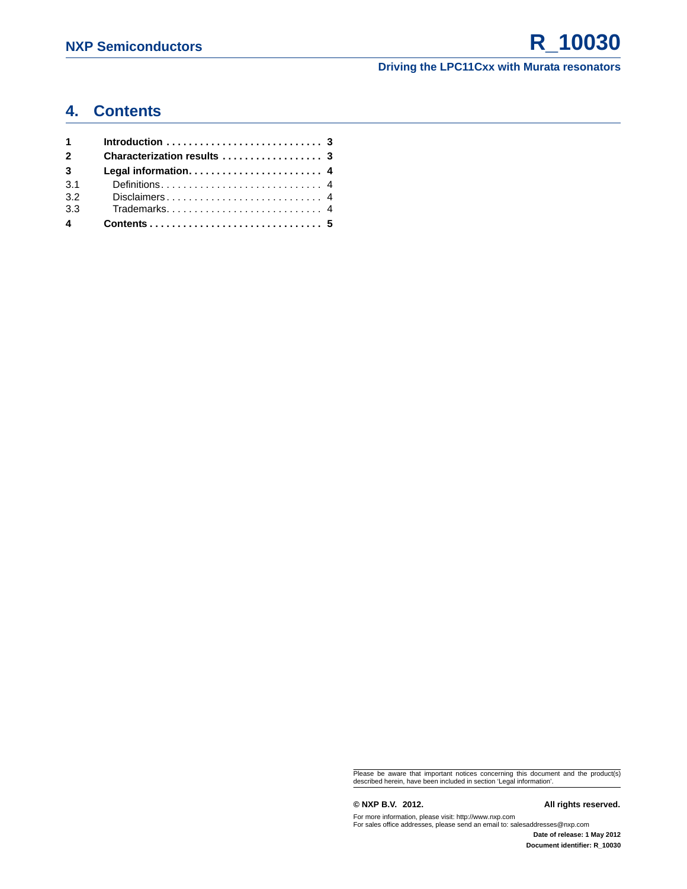## 4. Contents

| | | |
|---|---|---|
| **1** | **Introduction** | **3** |
| **2** | **Characterization results** | **3** |
| **3** | **Legal information** | **4** |
| 3.1 | Definitions | 4 |
| 3.2 | Disclaimers | 4 |
| 3.3 | Trademarks | 4 |
| **4** | **Contents** | **5** |

Please be aware that important notices concerning this document and the product(s) described herein, have been included in section 'Legal information'.

**© NXP B.V. 2012. All rights reserved.**

For more information, please visit: http://www.nxp.com
For sales office addresses, please send an email to: salesaddresses@nxp.com

**Date of release: 1 May 2012**

**Document identifier: R_10030**